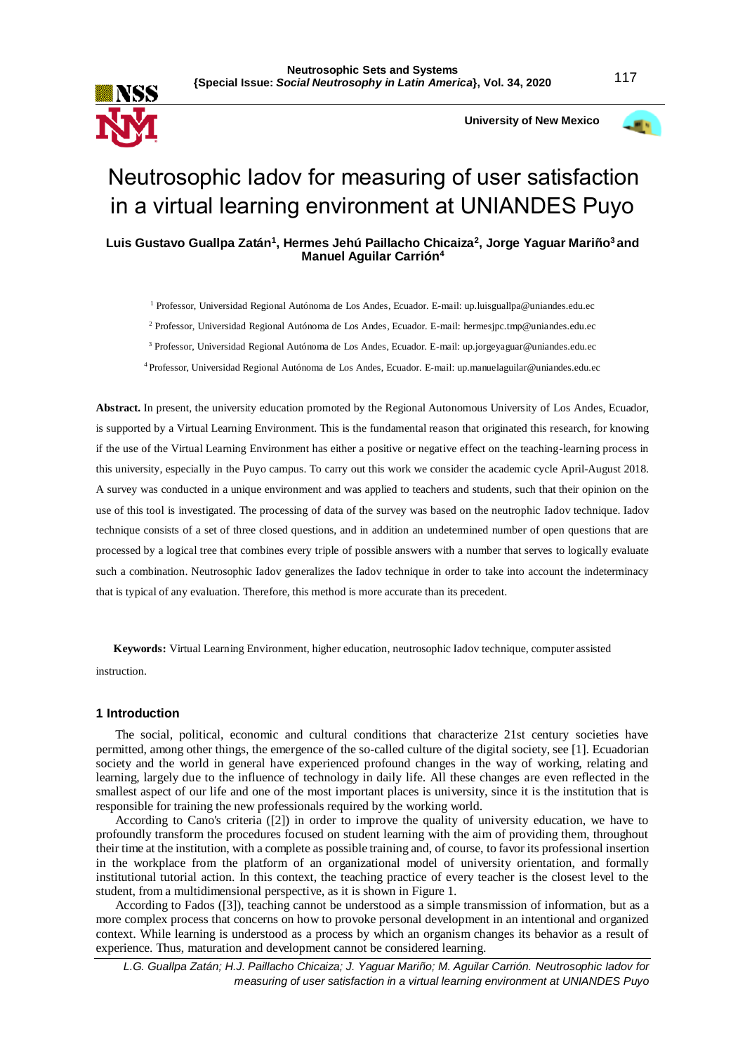# Neutrosophic Iadov for measuring of user satisfaction in a virtual learning environment at UNIANDES Puyo

**Luis Gustavo Guallpa Zatán[1], Hermes Jehú Paillacho Chicaiza[2], Jorge Yaguar Mariño[3] and Manuel Aguilar Carrión[4]**

[1] Professor, Universidad Regional Autónoma de Los Andes, Ecuador. E-mail: up.luisguallpa@uniandes.edu.ec

[2] Professor, Universidad Regional Autónoma de Los Andes, Ecuador. E-mail: hermesjpc.tmp@uniandes.edu.ec

[3] Professor, Universidad Regional Autónoma de Los Andes, Ecuador. E-mail: up.jorgeyaguar@uniandes.edu.ec

[4] Professor, Universidad Regional Autónoma de Los Andes, Ecuador. E-mail: up.manuelaguilar@uniandes.edu.ec

**Abstract.** In present, the university education promoted by the Regional Autonomous University of Los Andes, Ecuador, is supported by a Virtual Learning Environment. This is the fundamental reason that originated this research, for knowing if the use of the Virtual Learning Environment has either a positive or negative effect on the teaching-learning process in this university, especially in the Puyo campus. To carry out this work we consider the academic cycle April-August 2018. A survey was conducted in a unique environment and was applied to teachers and students, such that their opinion on the use of this tool is investigated. The processing of data of the survey was based on the neutrophic Iadov technique. Iadov technique consists of a set of three closed questions, and in addition an undetermined number of open questions that are processed by a logical tree that combines every triple of possible answers with a number that serves to logically evaluate such a combination. Neutrosophic Iadov generalizes the Iadov technique in order to take into account the indeterminacy that is typical of any evaluation. Therefore, this method is more accurate than its precedent.

**Keywords:** Virtual Learning Environment, higher education, neutrosophic Iadov technique, computer assisted instruction.

## 1 Introduction

The social, political, economic and cultural conditions that characterize 21st century societies have permitted, among other things, the emergence of the so-called culture of the digital society, see [1]. Ecuadorian society and the world in general have experienced profound changes in the way of working, relating and learning, largely due to the influence of technology in daily life. All these changes are even reflected in the smallest aspect of our life and one of the most important places is university, since it is the institution that is responsible for training the new professionals required by the working world.

According to Cano's criteria ([2]) in order to improve the quality of university education, we have to profoundly transform the procedures focused on student learning with the aim of providing them, throughout their time at the institution, with a complete as possible training and, of course, to favor its professional insertion in the workplace from the platform of an organizational model of university orientation, and formally institutional tutorial action. In this context, the teaching practice of every teacher is the closest level to the student, from a multidimensional perspective, as it is shown in Figure 1.

According to Fados ([3]), teaching cannot be understood as a simple transmission of information, but as a more complex process that concerns on how to provoke personal development in an intentional and organized context. While learning is understood as a process by which an organism changes its behavior as a result of experience. Thus, maturation and development cannot be considered learning.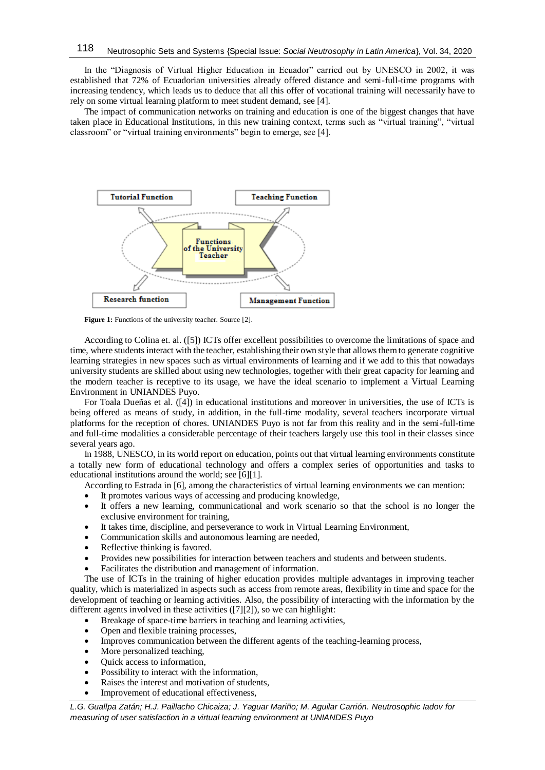In the "Diagnosis of Virtual Higher Education in Ecuador" carried out by UNESCO in 2002, it was established that 72% of Ecuadorian universities already offered distance and semi-full-time programs with increasing tendency, which leads us to deduce that all this offer of vocational training will necessarily have to rely on some virtual learning platform to meet student demand, see [4].

The impact of communication networks on training and education is one of the biggest changes that have taken place in Educational Institutions, in this new training context, terms such as "virtual training", "virtual classroom" or "virtual training environments" begin to emerge, see [4].

Tutorial Function | Teaching Function | Functions of the University Teacher | Research function | Management Function

**Figure 1:** Functions of the university teacher. Source [2].

According to Colina et. al. ([5]) ICTs offer excellent possibilities to overcome the limitations of space and time, where students interact with the teacher, establishing their own style that allows them to generate cognitive learning strategies in new spaces such as virtual environments of learning and if we add to this that nowadays university students are skilled about using new technologies, together with their great capacity for learning and the modern teacher is receptive to its usage, we have the ideal scenario to implement a Virtual Learning Environment in UNIANDES Puyo.

For Toala Dueñas et al. ([4]) in educational institutions and moreover in universities, the use of ICTs is being offered as means of study, in addition, in the full-time modality, several teachers incorporate virtual platforms for the reception of chores. UNIANDES Puyo is not far from this reality and in the semi-full-time and full-time modalities a considerable percentage of their teachers largely use this tool in their classes since several years ago.

In 1988, UNESCO, in its world report on education, points out that virtual learning environments constitute a totally new form of educational technology and offers a complex series of opportunities and tasks to educational institutions around the world; see [6][1].

According to Estrada in [6], among the characteristics of virtual learning environments we can mention:

- It promotes various ways of accessing and producing knowledge,
- It offers a new learning, communicational and work scenario so that the school is no longer the exclusive environment for training,
- It takes time, discipline, and perseverance to work in Virtual Learning Environment,
- Communication skills and autonomous learning are needed,
- Reflective thinking is favored.
- Provides new possibilities for interaction between teachers and students and between students.
- Facilitates the distribution and management of information.

The use of ICTs in the training of higher education provides multiple advantages in improving teacher quality, which is materialized in aspects such as access from remote areas, flexibility in time and space for the development of teaching or learning activities. Also, the possibility of interacting with the information by the different agents involved in these activities ([7][2]), so we can highlight:

- Breakage of space-time barriers in teaching and learning activities,
- Open and flexible training processes,
- Improves communication between the different agents of the teaching-learning process,
- More personalized teaching,
- Quick access to information,
- Possibility to interact with the information,
- Raises the interest and motivation of students,
- Improvement of educational effectiveness,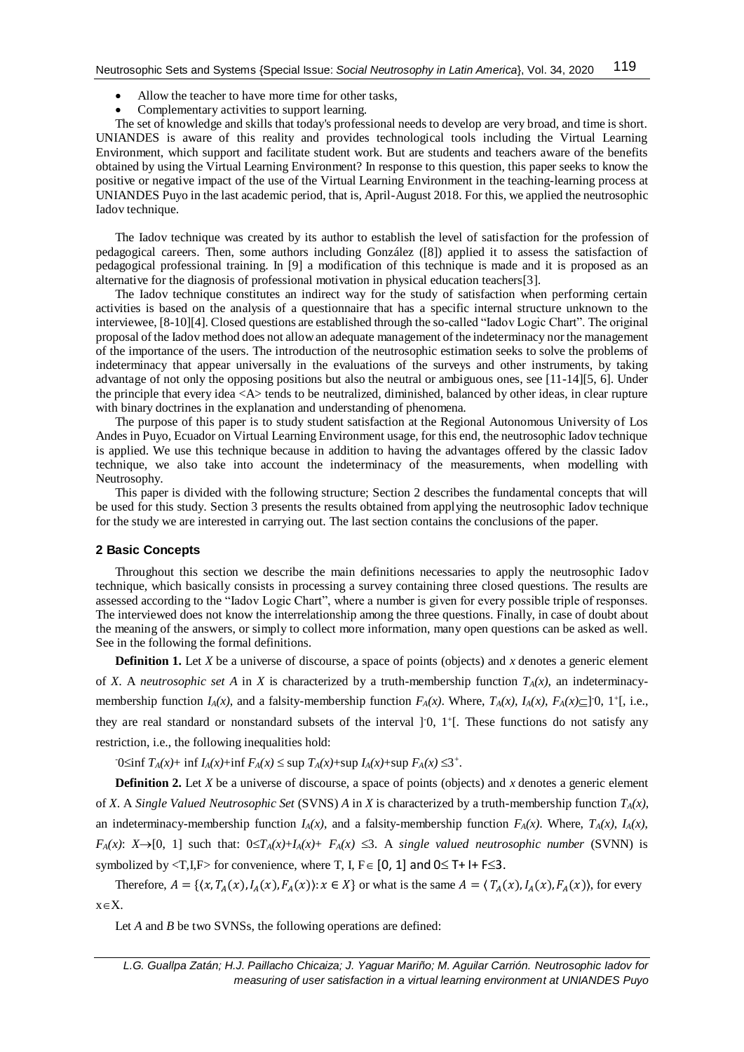- Allow the teacher to have more time for other tasks,
- Complementary activities to support learning.

The set of knowledge and skills that today's professional needs to develop are very broad, and time is short. UNIANDES is aware of this reality and provides technological tools including the Virtual Learning Environment, which support and facilitate student work. But are students and teachers aware of the benefits obtained by using the Virtual Learning Environment? In response to this question, this paper seeks to know the positive or negative impact of the use of the Virtual Learning Environment in the teaching-learning process at UNIANDES Puyo in the last academic period, that is, April-August 2018. For this, we applied the neutrosophic Iadov technique.

The Iadov technique was created by its author to establish the level of satisfaction for the profession of pedagogical careers. Then, some authors including González ([8]) applied it to assess the satisfaction of pedagogical professional training. In [9] a modification of this technique is made and it is proposed as an alternative for the diagnosis of professional motivation in physical education teachers[3].

The Iadov technique constitutes an indirect way for the study of satisfaction when performing certain activities is based on the analysis of a questionnaire that has a specific internal structure unknown to the interviewee, [8-10][4]. Closed questions are established through the so-called "Iadov Logic Chart". The original proposal of the Iadov method does not allow an adequate management of the indeterminacy nor the management of the importance of the users. The introduction of the neutrosophic estimation seeks to solve the problems of indeterminacy that appear universally in the evaluations of the surveys and other instruments, by taking advantage of not only the opposing positions but also the neutral or ambiguous ones, see [11-14][5, 6]. Under the principle that every idea <A> tends to be neutralized, diminished, balanced by other ideas, in clear rupture with binary doctrines in the explanation and understanding of phenomena.

The purpose of this paper is to study student satisfaction at the Regional Autonomous University of Los Andes in Puyo, Ecuador on Virtual Learning Environment usage, for this end, the neutrosophic Iadov technique is applied. We use this technique because in addition to having the advantages offered by the classic Iadov technique, we also take into account the indeterminacy of the measurements, when modelling with Neutrosophy.

This paper is divided with the following structure; Section 2 describes the fundamental concepts that will be used for this study. Section 3 presents the results obtained from applying the neutrosophic Iadov technique for the study we are interested in carrying out. The last section contains the conclusions of the paper.

## 2 Basic Concepts

Throughout this section we describe the main definitions necessaries to apply the neutrosophic Iadov technique, which basically consists in processing a survey containing three closed questions. The results are assessed according to the "Iadov Logic Chart", where a number is given for every possible triple of responses. The interviewed does not know the interrelationship among the three questions. Finally, in case of doubt about the meaning of the answers, or simply to collect more information, many open questions can be asked as well. See in the following the formal definitions.

**Definition 1.** Let $X$ be a universe of discourse, a space of points (objects) and $x$ denotes a generic element of $X$. A *neutrosophic set A* in $X$ is characterized by a truth-membership function $T_A(x)$, an indeterminacy-membership function $I_A(x)$, and a falsity-membership function $F_A(x)$. Where, $T_A(x)$, $I_A(x)$, $F_A(x) \subseteq ]^-0, 1^+[$, i.e., they are real standard or nonstandard subsets of the interval $]^-0, 1^+[$. These functions do not satisfy any restriction, i.e., the following inequalities hold:

$$^-0 \leq \inf T_A(x) + \inf I_A(x) + \inf F_A(x) \leq \sup T_A(x) + \sup I_A(x) + \sup F_A(x) \leq 3^+.$$

**Definition 2.** Let $X$ be a universe of discourse, a space of points (objects) and $x$ denotes a generic element of $X$. A *Single Valued Neutrosophic Set* (SVNS) $A$ in $X$ is characterized by a truth-membership function $T_A(x)$, an indeterminacy-membership function $I_A(x)$, and a falsity-membership function $F_A(x)$. Where, $T_A(x)$, $I_A(x)$, $F_A(x)$: $X \rightarrow [0, 1]$ such that: $0 \leq T_A(x) + I_A(x) + F_A(x) \leq 3$. A *single valued neutrosophic number* (SVNN) is symbolized by $<T,I,F>$ for convenience, where T, I, F $\in [0, 1]$ and $0 \leq T + I + F \leq 3$.

Therefore, $A = \{(x, T_A(x), I_A(x), F_A(x)) : x \in X\}$ or what is the same $A = \langle T_A(x), I_A(x), F_A(x) \rangle$, for every $x \in X$.

Let $A$ and $B$ be two SVNSs, the following operations are defined: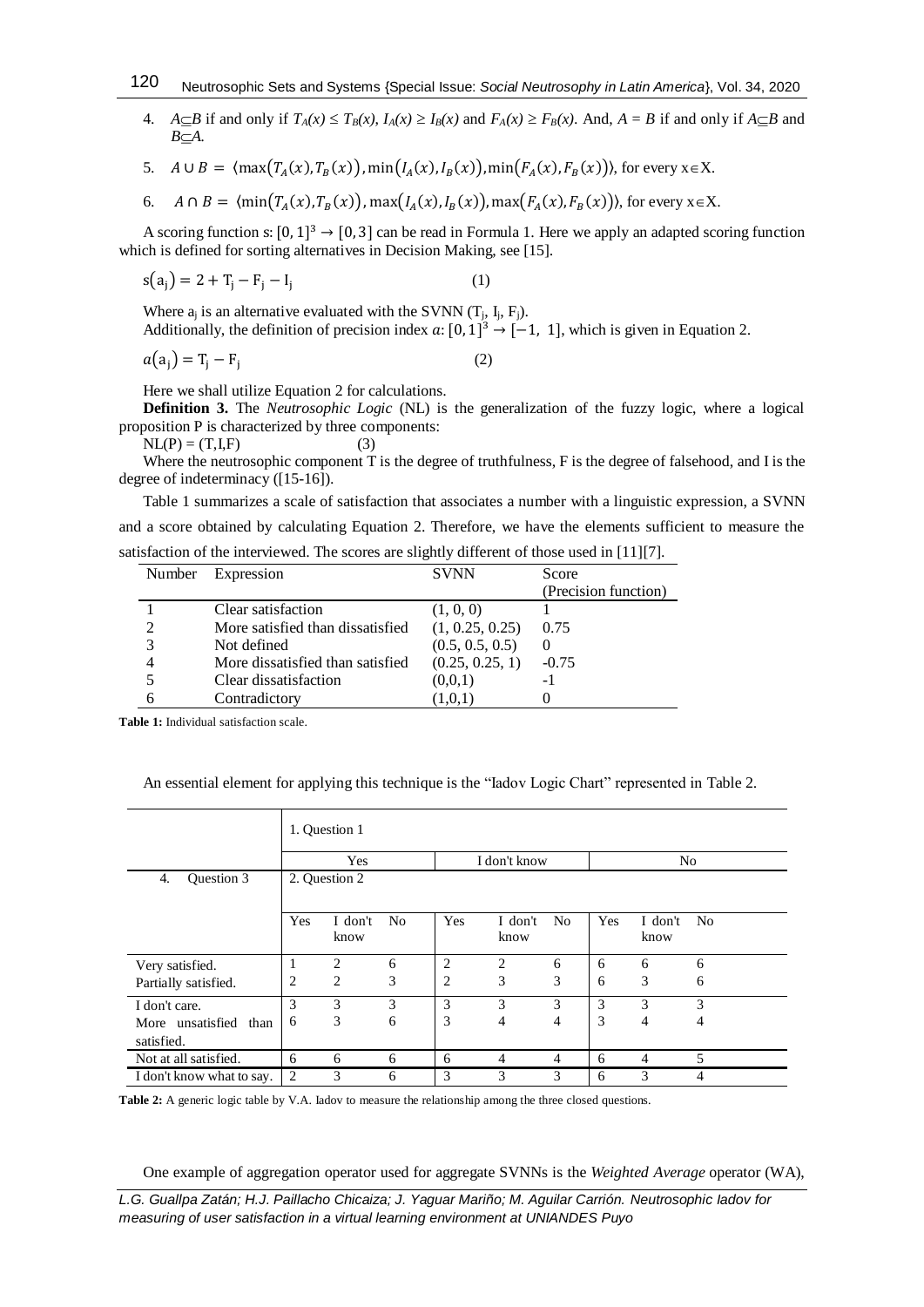4. $A \subseteq B$ if and only if $T_A(x) \leq T_B(x)$, $I_A(x) \geq I_B(x)$ and $F_A(x) \geq F_B(x)$. And, $A = B$ if and only if $A \subseteq B$ and $B \subseteq A$.
5. $A \cup B = \langle \max(T_A(x), T_B(x)), \min(I_A(x), I_B(x)), \min(F_A(x), F_B(x)) \rangle$, for every x∈X.
6. $A \cap B = \langle \min(T_A(x), T_B(x)), \max(I_A(x), I_B(x)), \max(F_A(x), F_B(x)) \rangle$, for every x∈X.

A scoring function $s: [0,1]^3 \rightarrow [0,3]$ can be read in Formula 1. Here we apply an adapted scoring function which is defined for sorting alternatives in Decision Making, see [15].

$$s(a_j) = 2 + T_j - F_j - I_j \qquad (1)$$

Where $a_j$ is an alternative evaluated with the SVNN ($T_j$, $I_j$, $F_j$).
Additionally, the definition of precision index $a: [0,1]^3 \rightarrow [-1, 1]$, which is given in Equation 2.

$$a(a_j) = T_j - F_j \qquad (2)$$

Here we shall utilize Equation 2 for calculations.

**Definition 3.** The *Neutrosophic Logic* (NL) is the generalization of the fuzzy logic, where a logical proposition P is characterized by three components:

$$NL(P) = (T,I,F) \qquad (3)$$

Where the neutrosophic component T is the degree of truthfulness, F is the degree of falsehood, and I is the degree of indeterminacy ([15-16]).

Table 1 summarizes a scale of satisfaction that associates a number with a linguistic expression, a SVNN and a score obtained by calculating Equation 2. Therefore, we have the elements sufficient to measure the satisfaction of the interviewed. The scores are slightly different of those used in [11][7].

| Number | Expression | SVNN | Score (Precision function) |
|---|---|---|---|
| 1 | Clear satisfaction | (1, 0, 0) | 1 |
| 2 | More satisfied than dissatisfied | (1, 0.25, 0.25) | 0.75 |
| 3 | Not defined | (0.5, 0.5, 0.5) | 0 |
| 4 | More dissatisfied than satisfied | (0.25, 0.25, 1) | -0.75 |
| 5 | Clear dissatisfaction | (0,0,1) | -1 |
| 6 | Contradictory | (1,0,1) | 0 |

**Table 1:** Individual satisfaction scale.

An essential element for applying this technique is the "Iadov Logic Chart" represented in Table 2.

| | 1. Question 1 | | | | | | | | |
|---|---|---|---|---|---|---|---|---|---|
| | Yes | | | I don't know | | | No | | |
| 4. Question 3 | 2. Question 2 | | | | | | | | |
| | Yes | I don't know | No | Yes | I don't know | No | Yes | I don't know | No |
| Very satisfied. | 1 | 2 | 6 | 2 | 2 | 6 | 6 | 6 | 6 |
| Partially satisfied. | 2 | 2 | 3 | 2 | 3 | 3 | 6 | 3 | 6 |
| I don't care. | 3 | 3 | 3 | 3 | 3 | 3 | 3 | 3 | 3 |
| More unsatisfied than satisfied. | 6 | 3 | 6 | 3 | 4 | 4 | 3 | 4 | 4 |
| Not at all satisfied. | 6 | 6 | 6 | 6 | 4 | 4 | 6 | 4 | 5 |
| I don't know what to say. | 2 | 3 | 6 | 3 | 3 | 3 | 6 | 3 | 4 |

**Table 2:** A generic logic table by V.A. Iadov to measure the relationship among the three closed questions.

One example of aggregation operator used for aggregate SVNNs is the *Weighted Average* operator (WA),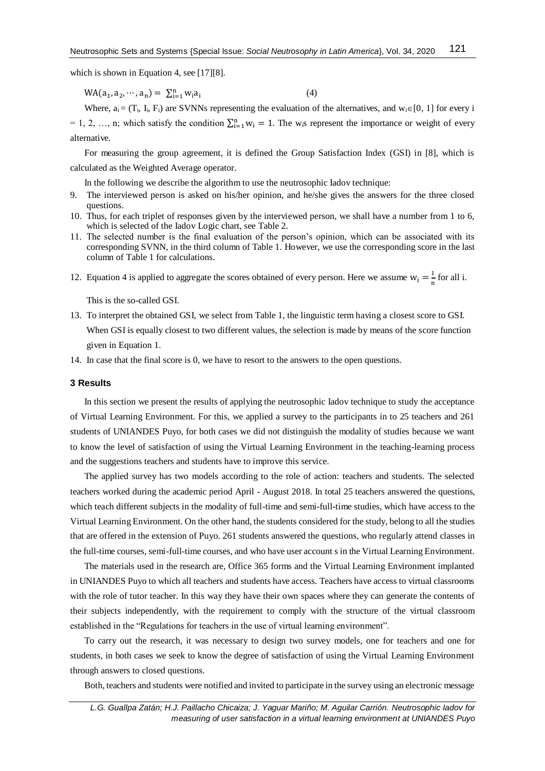which is shown in Equation 4, see [17][8].

$$\mathrm{WA}(a_1, a_2, \cdots, a_n) = \sum_{i=1}^{n} w_i a_i \quad (4)$$

Where, $a_i = (T_i, I_i, F_i)$ are SVNNs representing the evaluation of the alternatives, and $w_i \in [0, 1]$ for every i = 1, 2, …, n; which satisfy the condition $\sum_{i=1}^{n} w_i = 1$. The $w_i$s represent the importance or weight of every alternative.

For measuring the group agreement, it is defined the Group Satisfaction Index (GSI) in [8], which is calculated as the Weighted Average operator.

In the following we describe the algorithm to use the neutrosophic Iadov technique:

9. The interviewed person is asked on his/her opinion, and he/she gives the answers for the three closed questions.
10. Thus, for each triplet of responses given by the interviewed person, we shall have a number from 1 to 6, which is selected of the Iadov Logic chart, see Table 2.
11. The selected number is the final evaluation of the person's opinion, which can be associated with its corresponding SVNN, in the third column of Table 1. However, we use the corresponding score in the last column of Table 1 for calculations.
12. Equation 4 is applied to aggregate the scores obtained of every person. Here we assume $w_i = \frac{1}{n}$ for all i.

    This is the so-called GSI.
13. To interpret the obtained GSI, we select from Table 1, the linguistic term having a closest score to GSI. When GSI is equally closest to two different values, the selection is made by means of the score function given in Equation 1.
14. In case that the final score is 0, we have to resort to the answers to the open questions.

### 3 Results

In this section we present the results of applying the neutrosophic Iadov technique to study the acceptance of Virtual Learning Environment. For this, we applied a survey to the participants in to 25 teachers and 261 students of UNIANDES Puyo, for both cases we did not distinguish the modality of studies because we want to know the level of satisfaction of using the Virtual Learning Environment in the teaching-learning process and the suggestions teachers and students have to improve this service.

The applied survey has two models according to the role of action: teachers and students. The selected teachers worked during the academic period April - August 2018. In total 25 teachers answered the questions, which teach different subjects in the modality of full-time and semi-full-time studies, which have access to the Virtual Learning Environment. On the other hand, the students considered for the study, belong to all the studies that are offered in the extension of Puyo. 261 students answered the questions, who regularly attend classes in the full-time courses, semi-full-time courses, and who have user account s in the Virtual Learning Environment.

The materials used in the research are, Office 365 forms and the Virtual Learning Environment implanted in UNIANDES Puyo to which all teachers and students have access. Teachers have access to virtual classrooms with the role of tutor teacher. In this way they have their own spaces where they can generate the contents of their subjects independently, with the requirement to comply with the structure of the virtual classroom established in the "Regulations for teachers in the use of virtual learning environment".

To carry out the research, it was necessary to design two survey models, one for teachers and one for students, in both cases we seek to know the degree of satisfaction of using the Virtual Learning Environment through answers to closed questions.

Both, teachers and students were notified and invited to participate in the survey using an electronic message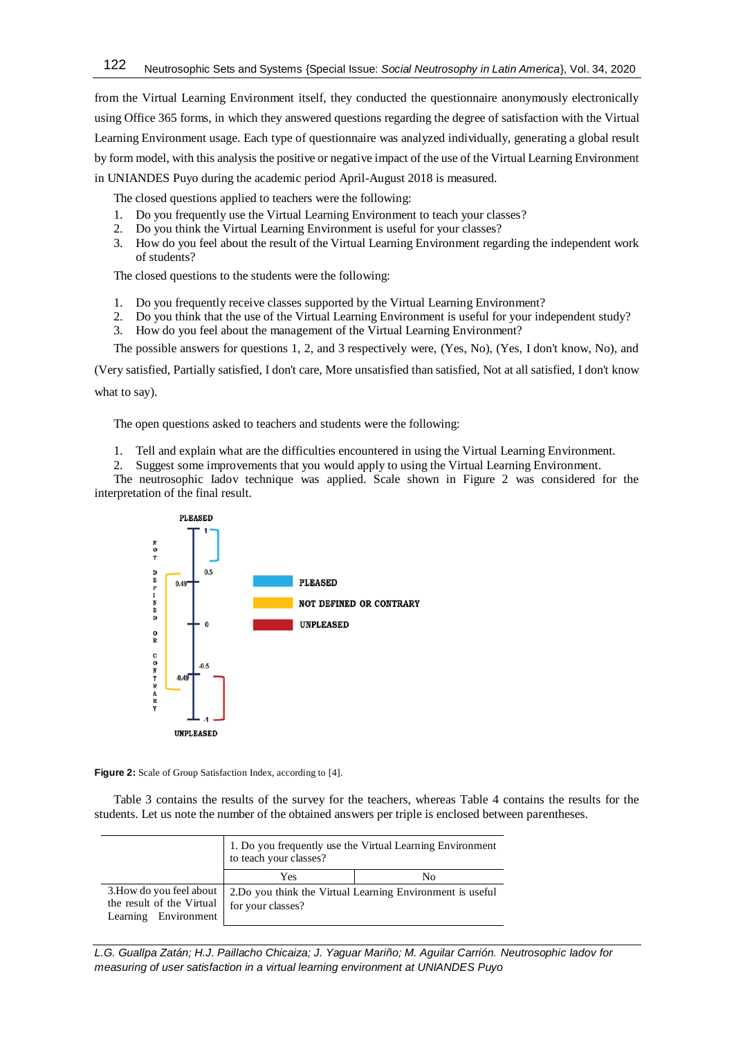from the Virtual Learning Environment itself, they conducted the questionnaire anonymously electronically using Office 365 forms, in which they answered questions regarding the degree of satisfaction with the Virtual Learning Environment usage. Each type of questionnaire was analyzed individually, generating a global result by form model, with this analysis the positive or negative impact of the use of the Virtual Learning Environment in UNIANDES Puyo during the academic period April-August 2018 is measured.

The closed questions applied to teachers were the following:

1. Do you frequently use the Virtual Learning Environment to teach your classes?
2. Do you think the Virtual Learning Environment is useful for your classes?
3. How do you feel about the result of the Virtual Learning Environment regarding the independent work of students?

The closed questions to the students were the following:

1. Do you frequently receive classes supported by the Virtual Learning Environment?
2. Do you think that the use of the Virtual Learning Environment is useful for your independent study?
3. How do you feel about the management of the Virtual Learning Environment?

The possible answers for questions 1, 2, and 3 respectively were, (Yes, No), (Yes, I don't know, No), and (Very satisfied, Partially satisfied, I don't care, More unsatisfied than satisfied, Not at all satisfied, I don't know what to say).

The open questions asked to teachers and students were the following:

1. Tell and explain what are the difficulties encountered in using the Virtual Learning Environment.
2. Suggest some improvements that you would apply to using the Virtual Learning Environment.

The neutrosophic Iadov technique was applied. Scale shown in Figure 2 was considered for the interpretation of the final result.

**Figure 2:** Scale of Group Satisfaction Index, according to [4].

Table 3 contains the results of the survey for the teachers, whereas Table 4 contains the results for the students. Let us note the number of the obtained answers per triple is enclosed between parentheses.

| | 1. Do you frequently use the Virtual Learning Environment to teach your classes? | |
|---|---|---|
| | Yes | No |
| 3.How do you feel about the result of the Virtual Learning Environment | 2.Do you think the Virtual Learning Environment is useful for your classes? | |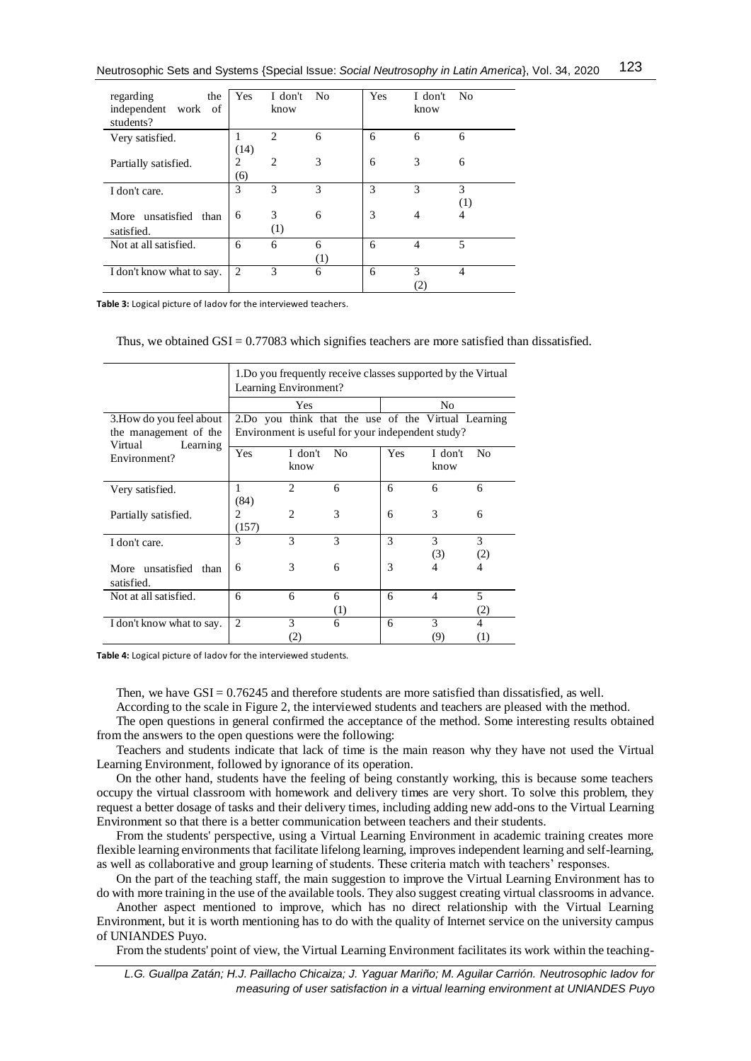| regarding the independent work of students? | Yes | I don't know | No | Yes | I don't know | No |
|---|---|---|---|---|---|---|
| Very satisfied. | 1 (14) | 2 | 6 | 6 | 6 | 6 |
| Partially satisfied. | 2 (6) | 2 | 3 | 6 | 3 | 6 |
| I don't care. | 3 | 3 | 3 | 3 | 3 | 3 (1) |
| More unsatisfied than satisfied. | 6 | 3 (1) | 6 | 3 | 4 | 4 |
| Not at all satisfied. | 6 | 6 | 6 (1) | 6 | 4 | 5 |
| I don't know what to say. | 2 | 3 | 6 | 6 | 3 (2) | 4 |

**Table 3:** Logical picture of Iadov for the interviewed teachers.

Thus, we obtained GSI = 0.77083 which signifies teachers are more satisfied than dissatisfied.

| | 1.Do you frequently receive classes supported by the Virtual Learning Environment? | | | | | |
|---|---|---|---|---|---|---|
| | Yes | | | No | | |
| 3.How do you feel about the management of the Virtual Learning Environment? | 2.Do you think that the use of the Virtual Learning Environment is useful for your independent study? | | | | | |
| | Yes | I don't know | No | Yes | I don't know | No |
| Very satisfied. | 1 (84) | 2 | 6 | 6 | 6 | 6 |
| Partially satisfied. | 2 (157) | 2 | 3 | 6 | 3 | 6 |
| I don't care. | 3 | 3 | 3 | 3 | 3 (3) | 3 (2) |
| More unsatisfied than satisfied. | 6 | 3 | 6 | 3 | 4 | 4 |
| Not at all satisfied. | 6 | 6 | 6 (1) | 6 | 4 | 5 (2) |
| I don't know what to say. | 2 | 3 (2) | 6 | 6 | 3 (9) | 4 (1) |

**Table 4:** Logical picture of Iadov for the interviewed students.

Then, we have GSI = 0.76245 and therefore students are more satisfied than dissatisfied, as well.

According to the scale in Figure 2, the interviewed students and teachers are pleased with the method.

The open questions in general confirmed the acceptance of the method. Some interesting results obtained from the answers to the open questions were the following:

Teachers and students indicate that lack of time is the main reason why they have not used the Virtual Learning Environment, followed by ignorance of its operation.

On the other hand, students have the feeling of being constantly working, this is because some teachers occupy the virtual classroom with homework and delivery times are very short. To solve this problem, they request a better dosage of tasks and their delivery times, including adding new add-ons to the Virtual Learning Environment so that there is a better communication between teachers and their students.

From the students' perspective, using a Virtual Learning Environment in academic training creates more flexible learning environments that facilitate lifelong learning, improves independent learning and self-learning, as well as collaborative and group learning of students. These criteria match with teachers' responses.

On the part of the teaching staff, the main suggestion to improve the Virtual Learning Environment has to do with more training in the use of the available tools. They also suggest creating virtual classrooms in advance.

Another aspect mentioned to improve, which has no direct relationship with the Virtual Learning Environment, but it is worth mentioning has to do with the quality of Internet service on the university campus of UNIANDES Puyo.

From the students' point of view, the Virtual Learning Environment facilitates its work within the teaching-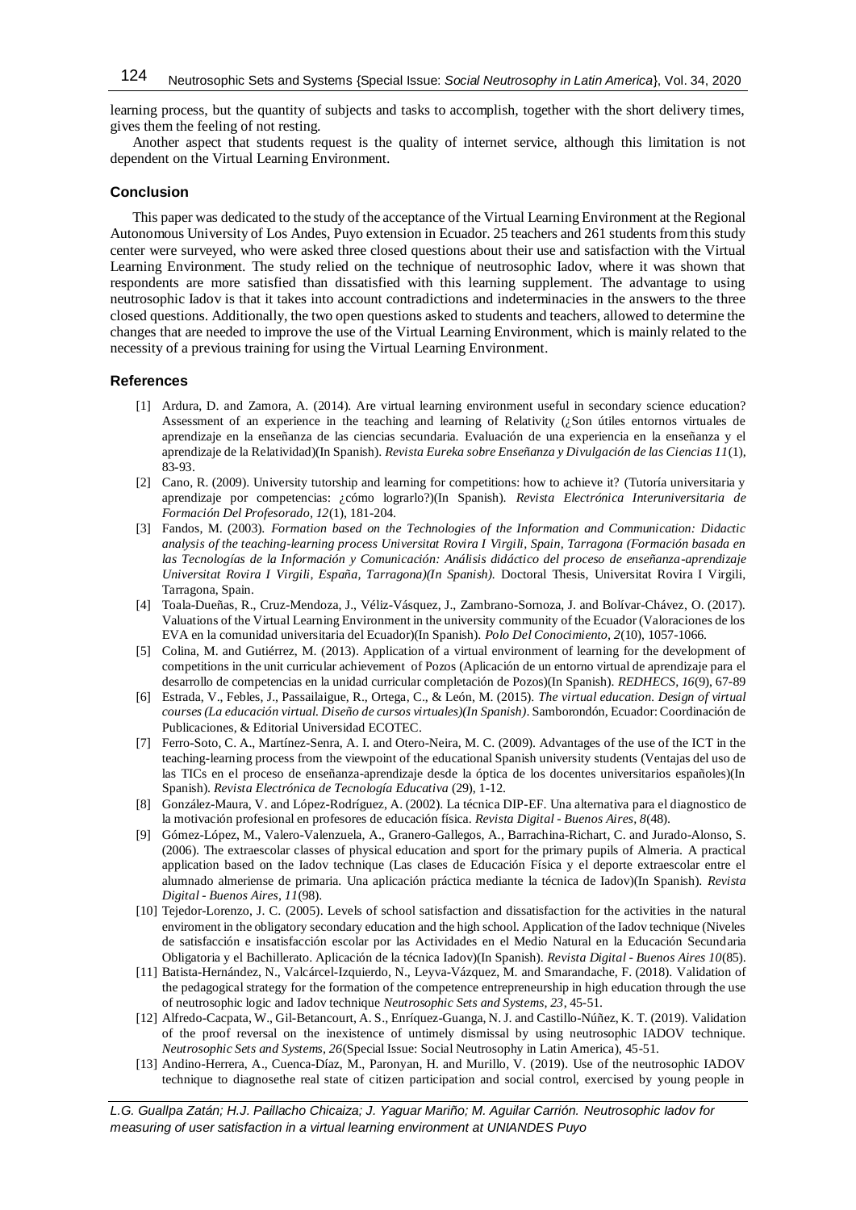learning process, but the quantity of subjects and tasks to accomplish, together with the short delivery times, gives them the feeling of not resting.

Another aspect that students request is the quality of internet service, although this limitation is not dependent on the Virtual Learning Environment.

### Conclusion

This paper was dedicated to the study of the acceptance of the Virtual Learning Environment at the Regional Autonomous University of Los Andes, Puyo extension in Ecuador. 25 teachers and 261 students from this study center were surveyed, who were asked three closed questions about their use and satisfaction with the Virtual Learning Environment. The study relied on the technique of neutrosophic Iadov, where it was shown that respondents are more satisfied than dissatisfied with this learning supplement. The advantage to using neutrosophic Iadov is that it takes into account contradictions and indeterminacies in the answers to the three closed questions. Additionally, the two open questions asked to students and teachers, allowed to determine the changes that are needed to improve the use of the Virtual Learning Environment, which is mainly related to the necessity of a previous training for using the Virtual Learning Environment.

### References

[1] Ardura, D. and Zamora, A. (2014). Are virtual learning environment useful in secondary science education? Assessment of an experience in the teaching and learning of Relativity (¿Son útiles entornos virtuales de aprendizaje en la enseñanza de las ciencias secundaria. Evaluación de una experiencia en la enseñanza y el aprendizaje de la Relatividad)(In Spanish). *Revista Eureka sobre Enseñanza y Divulgación de las Ciencias 11*(1), 83-93.

[2] Cano, R. (2009). University tutorship and learning for competitions: how to achieve it? (Tutoría universitaria y aprendizaje por competencias: ¿cómo lograrlo?)(In Spanish). *Revista Electrónica Interuniversitaria de Formación Del Profesorado, 12*(1), 181-204.

[3] Fandos, M. (2003). *Formation based on the Technologies of the Information and Communication: Didactic analysis of the teaching-learning process Universitat Rovira I Virgili, Spain, Tarragona (Formación basada en las Tecnologías de la Información y Comunicación: Análisis didáctico del proceso de enseñanza-aprendizaje Universitat Rovira I Virgili, España, Tarragona)(In Spanish).* Doctoral Thesis, Universitat Rovira I Virgili, Tarragona, Spain.

[4] Toala-Dueñas, R., Cruz-Mendoza, J., Véliz-Vásquez, J., Zambrano-Sornoza, J. and Bolívar-Chávez, O. (2017). Valuations of the Virtual Learning Environment in the university community of the Ecuador (Valoraciones de los EVA en la comunidad universitaria del Ecuador)(In Spanish). *Polo Del Conocimiento, 2*(10), 1057-1066.

[5] Colina, M. and Gutiérrez, M. (2013). Application of a virtual environment of learning for the development of competitions in the unit curricular achievement of Pozos (Aplicación de un entorno virtual de aprendizaje para el desarrollo de competencias en la unidad curricular completación de Pozos)(In Spanish). *REDHECS, 16*(9), 67-89

[6] Estrada, V., Febles, J., Passailaigue, R., Ortega, C., & León, M. (2015). *The virtual education. Design of virtual courses (La educación virtual. Diseño de cursos virtuales)(In Spanish)*. Samborondón, Ecuador: Coordinación de Publicaciones, & Editorial Universidad ECOTEC.

[7] Ferro-Soto, C. A., Martínez-Senra, A. I. and Otero-Neira, M. C. (2009). Advantages of the use of the ICT in the teaching-learning process from the viewpoint of the educational Spanish university students (Ventajas del uso de las TICs en el proceso de enseñanza-aprendizaje desde la óptica de los docentes universitarios españoles)(In Spanish). *Revista Electrónica de Tecnología Educativa* (29), 1-12.

[8] González-Maura, V. and López-Rodríguez, A. (2002). La técnica DIP-EF. Una alternativa para el diagnostico de la motivación profesional en profesores de educación física. *Revista Digital - Buenos Aires, 8*(48).

[9] Gómez-López, M., Valero-Valenzuela, A., Granero-Gallegos, A., Barrachina-Richart, C. and Jurado-Alonso, S. (2006). The extraescolar classes of physical education and sport for the primary pupils of Almeria. A practical application based on the Iadov technique (Las clases de Educación Física y el deporte extraescolar entre el alumnado almeriense de primaria. Una aplicación práctica mediante la técnica de Iadov)(In Spanish). *Revista Digital - Buenos Aires, 11*(98).

[10] Tejedor-Lorenzo, J. C. (2005). Levels of school satisfaction and dissatisfaction for the activities in the natural enviroment in the obligatory secondary education and the high school. Application of the Iadov technique (Niveles de satisfacción e insatisfacción escolar por las Actividades en el Medio Natural en la Educación Secundaria Obligatoria y el Bachillerato. Aplicación de la técnica Iadov)(In Spanish). *Revista Digital - Buenos Aires 10*(85).

[11] Batista-Hernández, N., Valcárcel-Izquierdo, N., Leyva-Vázquez, M. and Smarandache, F. (2018). Validation of the pedagogical strategy for the formation of the competence entrepreneurship in high education through the use of neutrosophic logic and Iadov technique *Neutrosophic Sets and Systems, 23*, 45-51.

[12] Alfredo-Cacpata, W., Gil-Betancourt, A. S., Enríquez-Guanga, N. J. and Castillo-Núñez, K. T. (2019). Validation of the proof reversal on the inexistence of untimely dismissal by using neutrosophic IADOV technique. *Neutrosophic Sets and Systems, 26*(Special Issue: Social Neutrosophy in Latin America), 45-51.

[13] Andino-Herrera, A., Cuenca-Díaz, M., Paronyan, H. and Murillo, V. (2019). Use of the neutrosophic IADOV technique to diagnosethe real state of citizen participation and social control, exercised by young people in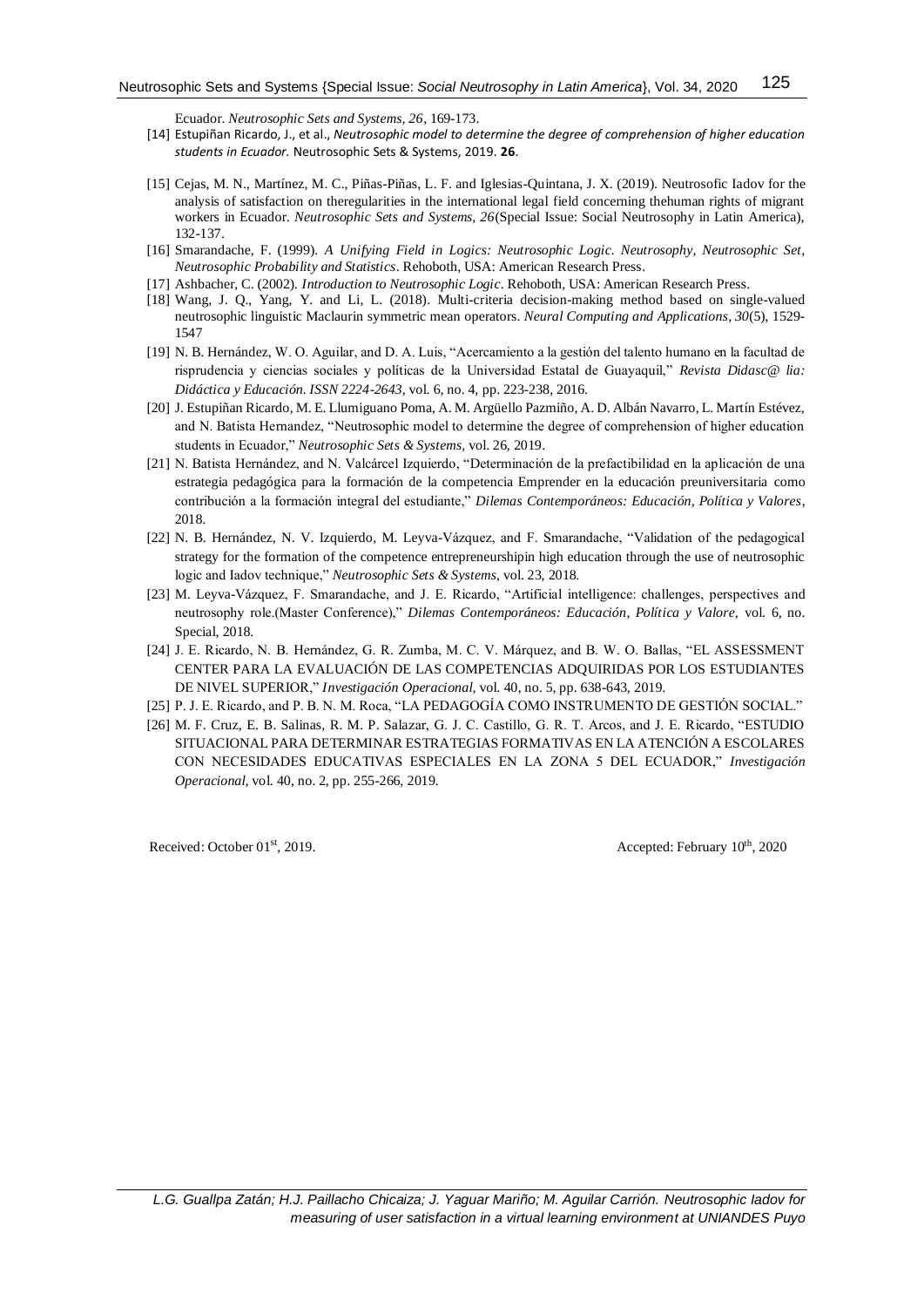Ecuador. *Neutrosophic Sets and Systems, 26*, 169-173.

[14] Estupiñan Ricardo, J., et al., *Neutrosophic model to determine the degree of comprehension of higher education students in Ecuador.* Neutrosophic Sets & Systems, 2019. **26**.

[15] Cejas, M. N., Martínez, M. C., Piñas-Piñas, L. F. and Iglesias-Quintana, J. X. (2019). Neutrosofic Iadov for the analysis of satisfaction on theregularities in the international legal field concerning thehuman rights of migrant workers in Ecuador. *Neutrosophic Sets and Systems, 26*(Special Issue: Social Neutrosophy in Latin America), 132-137.

[16] Smarandache, F. (1999). *A Unifying Field in Logics: Neutrosophic Logic. Neutrosophy, Neutrosophic Set, Neutrosophic Probability and Statistics*. Rehoboth, USA: American Research Press.

[17] Ashbacher, C. (2002). *Introduction to Neutrosophic Logic*. Rehoboth, USA: American Research Press.

[18] Wang, J. Q., Yang, Y. and Li, L. (2018). Multi-criteria decision-making method based on single-valued neutrosophic linguistic Maclaurin symmetric mean operators. *Neural Computing and Applications, 30*(5), 1529-1547

[19] N. B. Hernández, W. O. Aguilar, and D. A. Luis, "Acercamiento a la gestión del talento humano en la facultad de risprudencia y ciencias sociales y políticas de la Universidad Estatal de Guayaquil," *Revista Didasc@ lia: Didáctica y Educación. ISSN 2224-2643*, vol. 6, no. 4, pp. 223-238, 2016.

[20] J. Estupiñan Ricardo, M. E. Llumiguano Poma, A. M. Argüello Pazmiño, A. D. Albán Navarro, L. Martín Estévez, and N. Batista Hernandez, "Neutrosophic model to determine the degree of comprehension of higher education students in Ecuador," *Neutrosophic Sets & Systems*, vol. 26, 2019.

[21] N. Batista Hernández, and N. Valcárcel Izquierdo, "Determinación de la prefactibilidad en la aplicación de una estrategia pedagógica para la formación de la competencia Emprender en la educación preuniversitaria como contribución a la formación integral del estudiante," *Dilemas Contemporáneos: Educación, Política y Valores*, 2018.

[22] N. B. Hernández, N. V. Izquierdo, M. Leyva-Vázquez, and F. Smarandache, "Validation of the pedagogical strategy for the formation of the competence entrepreneurshipin high education through the use of neutrosophic logic and Iadov technique," *Neutrosophic Sets & Systems*, vol. 23, 2018.

[23] M. Leyva-Vázquez, F. Smarandache, and J. E. Ricardo, "Artificial intelligence: challenges, perspectives and neutrosophy role.(Master Conference)," *Dilemas Contemporáneos: Educación, Política y Valore,* vol. 6, no. Special, 2018.

[24] J. E. Ricardo, N. B. Hernández, G. R. Zumba, M. C. V. Márquez, and B. W. O. Ballas, "EL ASSESSMENT CENTER PARA LA EVALUACIÓN DE LAS COMPETENCIAS ADQUIRIDAS POR LOS ESTUDIANTES DE NIVEL SUPERIOR," *Investigación Operacional,* vol. 40, no. 5, pp. 638-643, 2019.

[25] P. J. E. Ricardo, and P. B. N. M. Roca, "LA PEDAGOGÍA COMO INSTRUMENTO DE GESTIÓN SOCIAL."

[26] M. F. Cruz, E. B. Salinas, R. M. P. Salazar, G. J. C. Castillo, G. R. T. Arcos, and J. E. Ricardo, "ESTUDIO SITUACIONAL PARA DETERMINAR ESTRATEGIAS FORMATIVAS EN LA ATENCIÓN A ESCOLARES CON NECESIDADES EDUCATIVAS ESPECIALES EN LA ZONA 5 DEL ECUADOR," *Investigación Operacional,* vol. 40, no. 2, pp. 255-266, 2019.

Received: October 01st, 2019. Accepted: February 10th, 2020